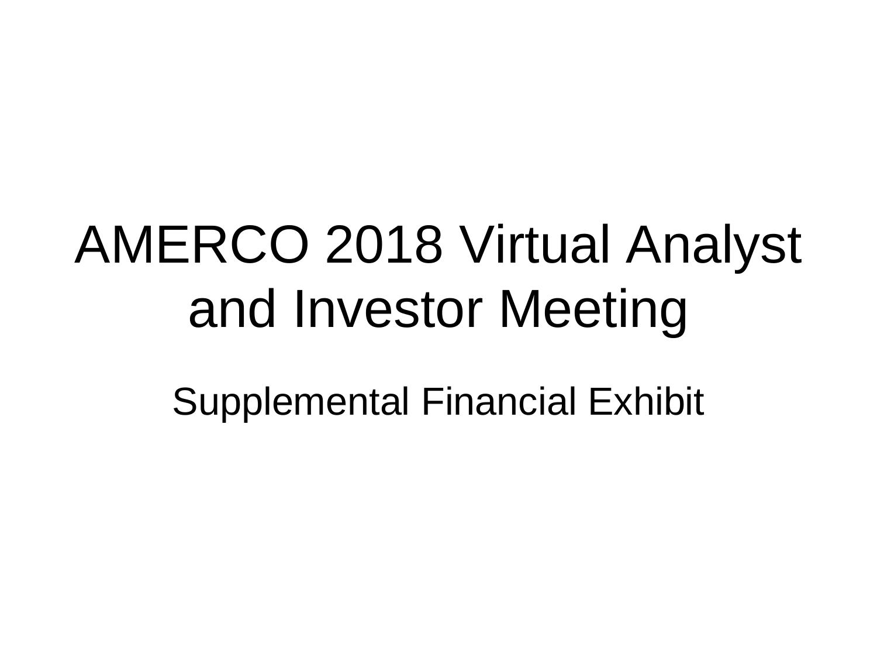# AMERCO 2018 Virtual Analyst and Investor Meeting

Supplemental Financial Exhibit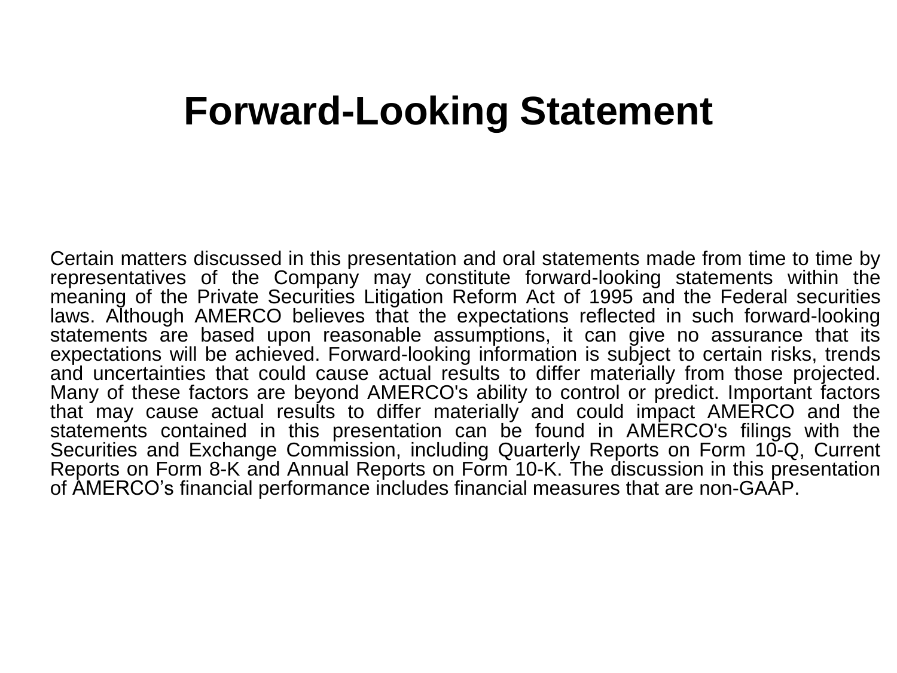# Forward-Looking Statement

Certain matters discussed in this presentation and oral statements made from time to time by representatives of the Company may constitute forward-looking statements within the meaning of the Private Securities Litigation Reform Act of 1995 and the Federal securities laws. Although AMERCO believes that the expectations reflected in such forward-looking statements are based upon reasonable assumptions, it can give no assurance that its expectations will be achieved. Forward-looking information is subject to certain risks, trends and uncertainties that could cause actual results to differ materially from those projected. Many of these factors are beyond AMERCO's ability to control or predict. Important factors that may cause actual results to differ materially and could impact AMERCO and the statements contained in this presentation can be found in AMERCO's filings with the Securities and Exchange Commission, including Quarterly Reports on Form 10-Q, Current Reports on Form 8-K and Annual Reports on Form 10-K. The discussion in this presentation of AMERCO's financial performance includes financial measures that are non-GAAP.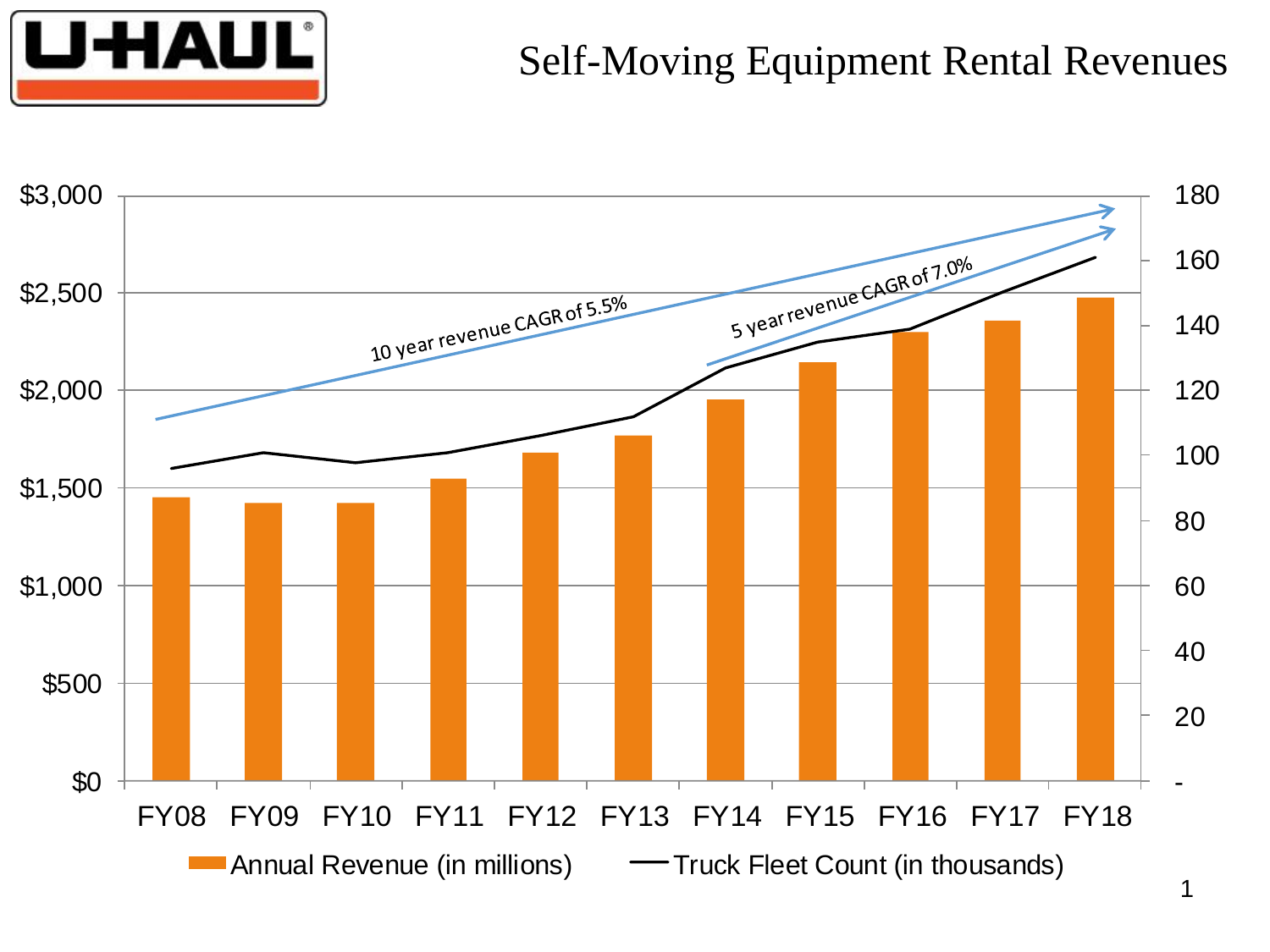# Self-Moving Equipment Rental Revenues

10 year revenue CAGR of 5.5%

5 year revenue CAGR of 7.0%

Annual Revenue (in millions) — Truck Fleet Count (in thousands)

FY08 FY09 FY10 FY11 FY12 FY13 FY14 FY15 FY16 FY17 FY18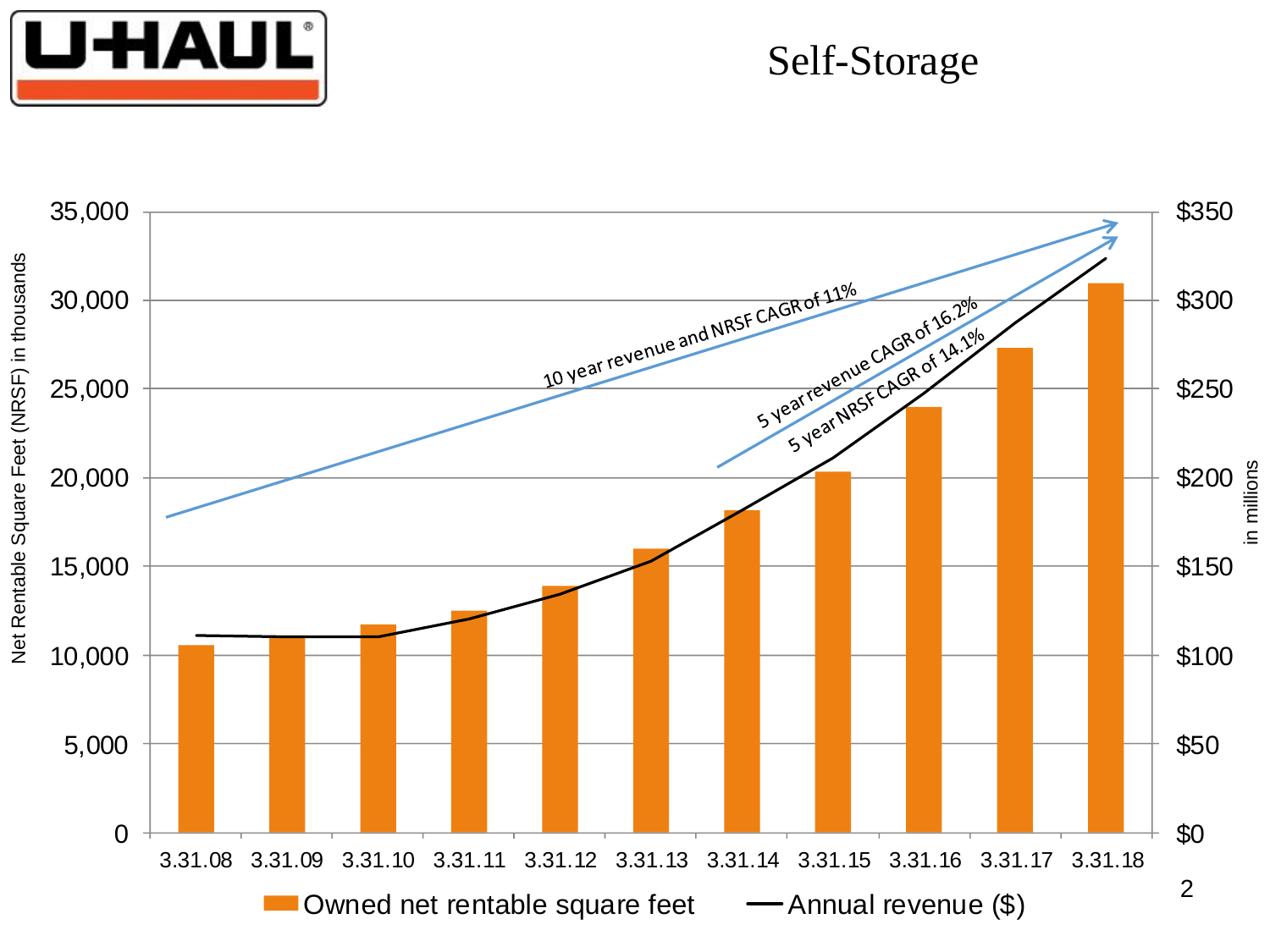# Self-Storage

Net Rentable Square Feet (NRSF) in thousands

in millions

10 year revenue and NRSF CAGR of 11%

5 year revenue CAGR of 16.2%

5 year NRSF CAGR of 14.1%

| | 3.31.08 | 3.31.09 | 3.31.10 | 3.31.11 | 3.31.12 | 3.31.13 | 3.31.14 | 3.31.15 | 3.31.16 | 3.31.17 | 3.31.18 |
|---|---|---|---|---|---|---|---|---|---|---|---|

Owned net rentable square feet — Annual revenue ($)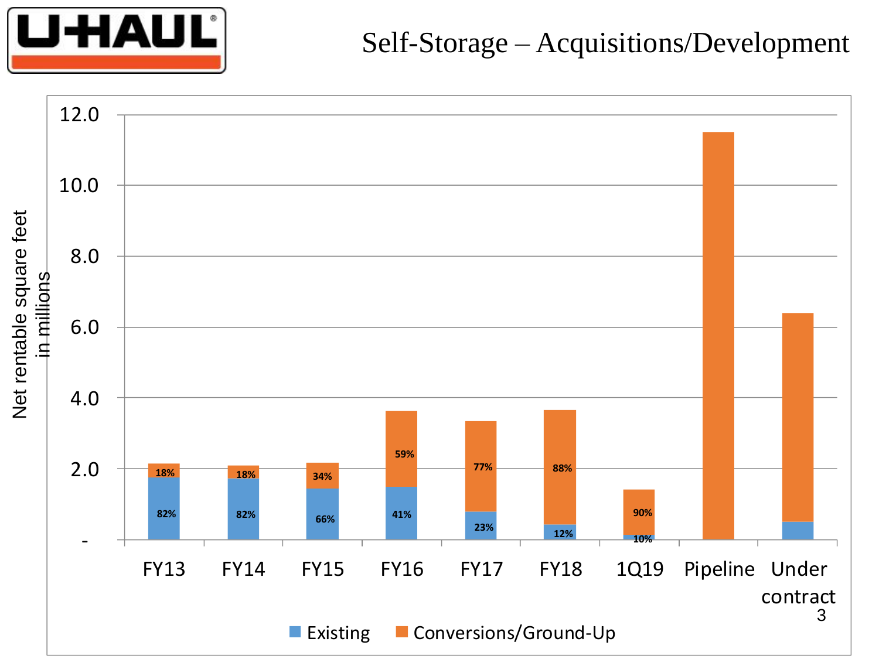# Self-Storage – Acquisitions/Development

| Period | Existing | Conversions/Ground-Up |
| --- | --- | --- |
| FY13 | 82% | 18% |
| FY14 | 82% | 18% |
| FY15 | 66% | 34% |
| FY16 | 41% | 59% |
| FY17 | 23% | 77% |
| FY18 | 12% | 88% |
| 1Q19 | 10% | 90% |
| Pipeline | | |
| Under contract | | |

Net rentable square feet in millions

■ Existing ■ Conversions/Ground-Up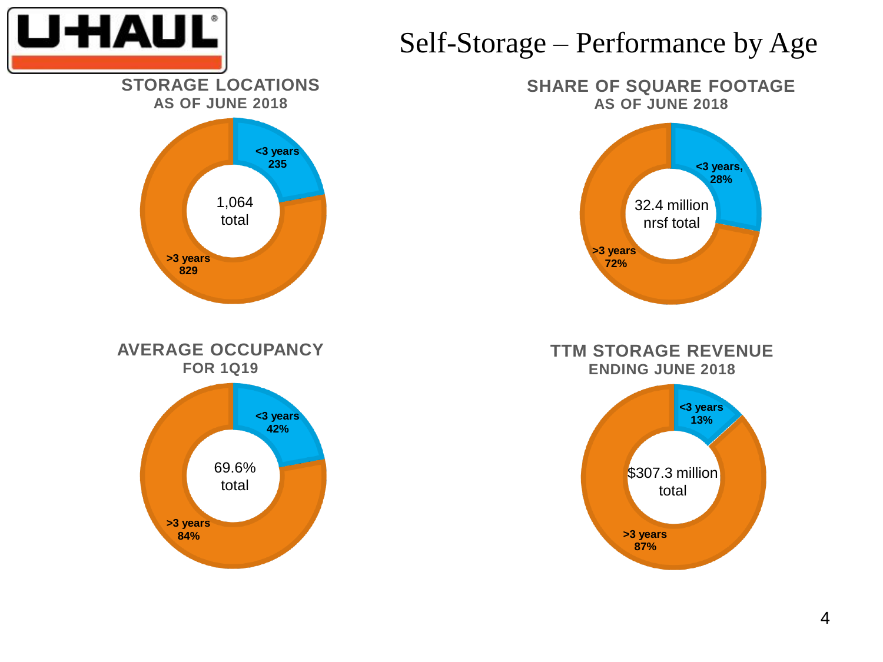# Self-Storage – Performance by Age

## STORAGE LOCATIONS AS OF JUNE 2018

- <3 years: 235
- >3 years: 829
- 1,064 total

## SHARE OF SQUARE FOOTAGE AS OF JUNE 2018

- <3 years, 28%
- >3 years 72%
- 32.4 million nrsf total

## AVERAGE OCCUPANCY FOR 1Q19

- <3 years 42%
- >3 years 84%
- 69.6% total

## TTM STORAGE REVENUE ENDING JUNE 2018

- <3 years 13%
- >3 years 87%
- $307.3 million total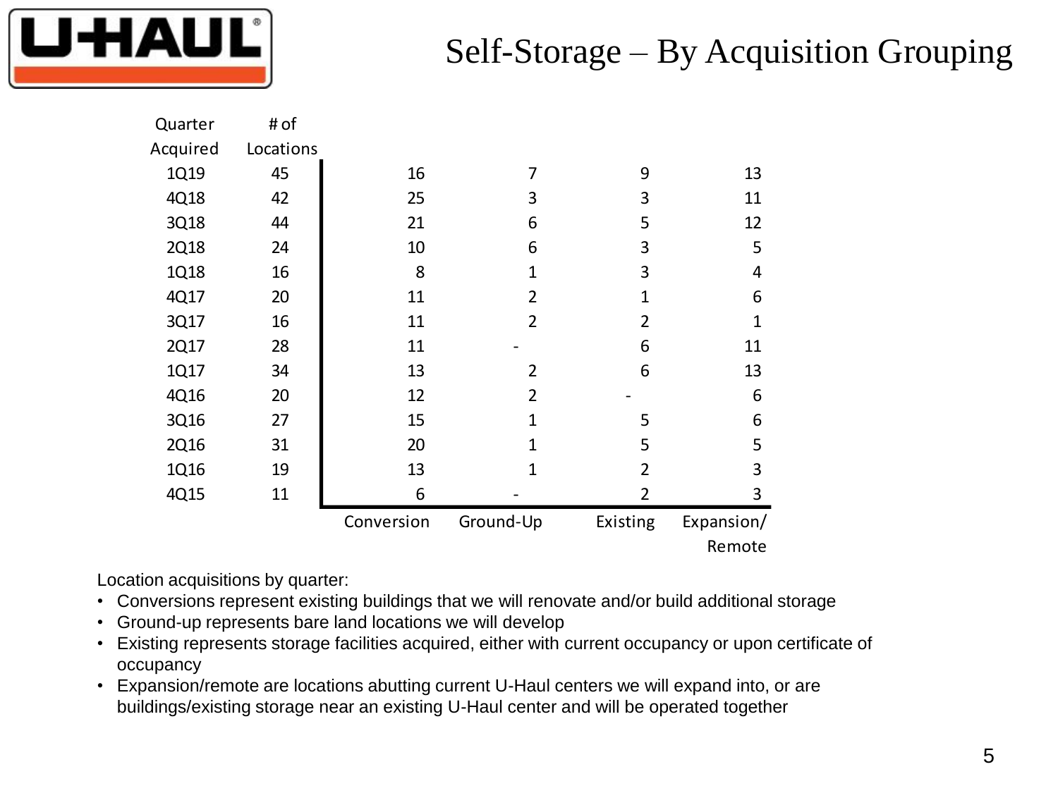# Self-Storage – By Acquisition Grouping

| Quarter Acquired | # of Locations | Conversion | Ground-Up | Existing | Expansion/ Remote |
|---|---|---|---|---|---|
| 1Q19 | 45 | 16 | 7 | 9 | 13 |
| 4Q18 | 42 | 25 | 3 | 3 | 11 |
| 3Q18 | 44 | 21 | 6 | 5 | 12 |
| 2Q18 | 24 | 10 | 6 | 3 | 5 |
| 1Q18 | 16 | 8 | 1 | 3 | 4 |
| 4Q17 | 20 | 11 | 2 | 1 | 6 |
| 3Q17 | 16 | 11 | 2 | 2 | 1 |
| 2Q17 | 28 | 11 | - | 6 | 11 |
| 1Q17 | 34 | 13 | 2 | 6 | 13 |
| 4Q16 | 20 | 12 | 2 | - | 6 |
| 3Q16 | 27 | 15 | 1 | 5 | 6 |
| 2Q16 | 31 | 20 | 1 | 5 | 5 |
| 1Q16 | 19 | 13 | 1 | 2 | 3 |
| 4Q15 | 11 | 6 | - | 2 | 3 |

Location acquisitions by quarter:

- Conversions represent existing buildings that we will renovate and/or build additional storage
- Ground-up represents bare land locations we will develop
- Existing represents storage facilities acquired, either with current occupancy or upon certificate of occupancy
- Expansion/remote are locations abutting current U-Haul centers we will expand into, or are buildings/existing storage near an existing U-Haul center and will be operated together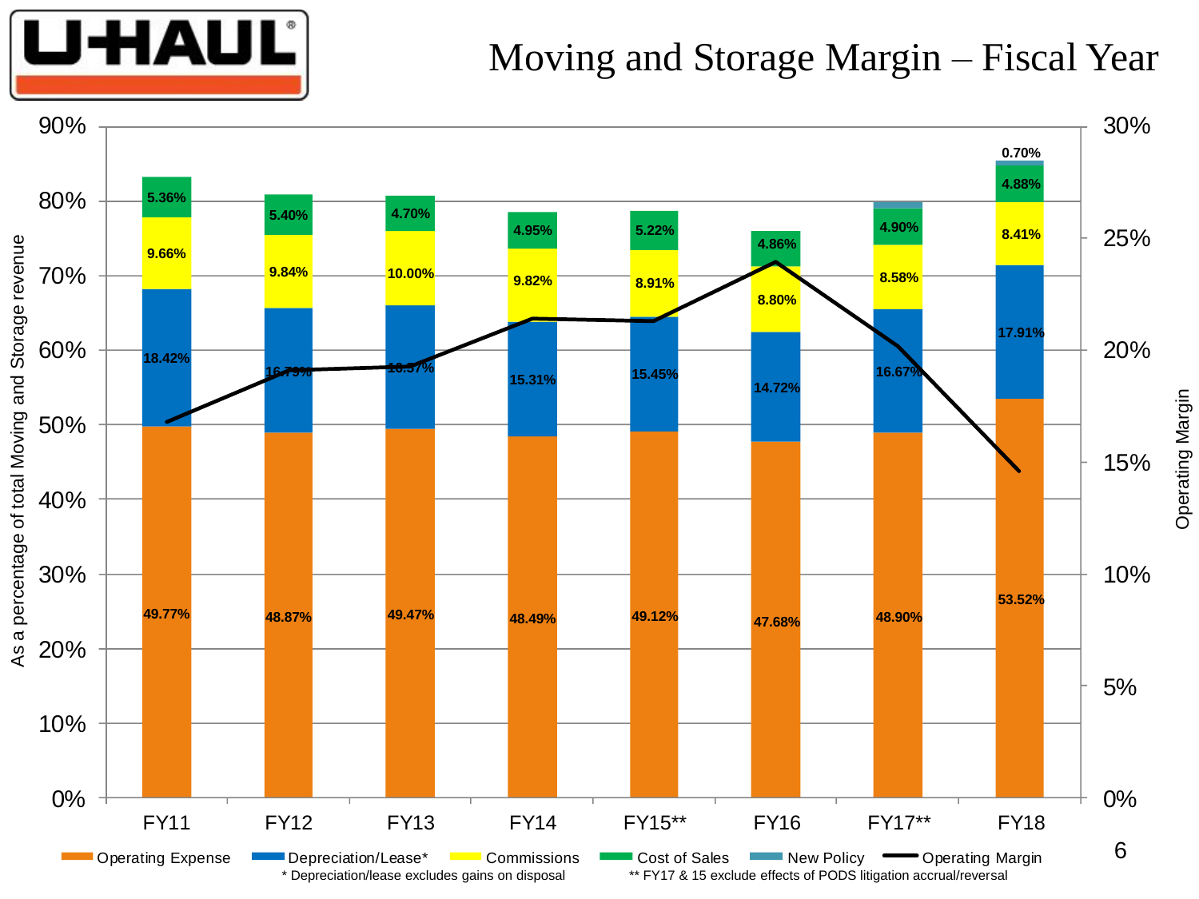# Moving and Storage Margin – Fiscal Year

| | FY11 | FY12 | FY13 | FY14 | FY15** | FY16 | FY17** | FY18 |
|---|---|---|---|---|---|---|---|---|
| Operating Expense | 49.77% | 48.87% | 49.47% | 48.49% | 49.12% | 47.68% | 48.90% | 53.52% |
| Depreciation/Lease* | 18.42% | 16.79% | 16.57% | 15.31% | 15.45% | 14.72% | 16.67% | 17.91% |
| Commissions | 9.66% | 9.84% | 10.00% | 9.82% | 8.91% | 8.80% | 8.58% | 8.41% |
| Cost of Sales | 5.36% | 5.40% | 4.70% | 4.95% | 5.22% | 4.86% | 4.90% | 4.88% |
| New Policy | | | | | | | | 0.70% |

Left axis: As a percentage of total Moving and Storage revenue (0%–90%)

Right axis: Operating Margin (0%–30%)

Legend: Operating Expense, Depreciation/Lease*, Commissions, Cost of Sales, New Policy, Operating Margin

\* Depreciation/lease excludes gains on disposal

** FY17 & 15 exclude effects of PODS litigation accrual/reversal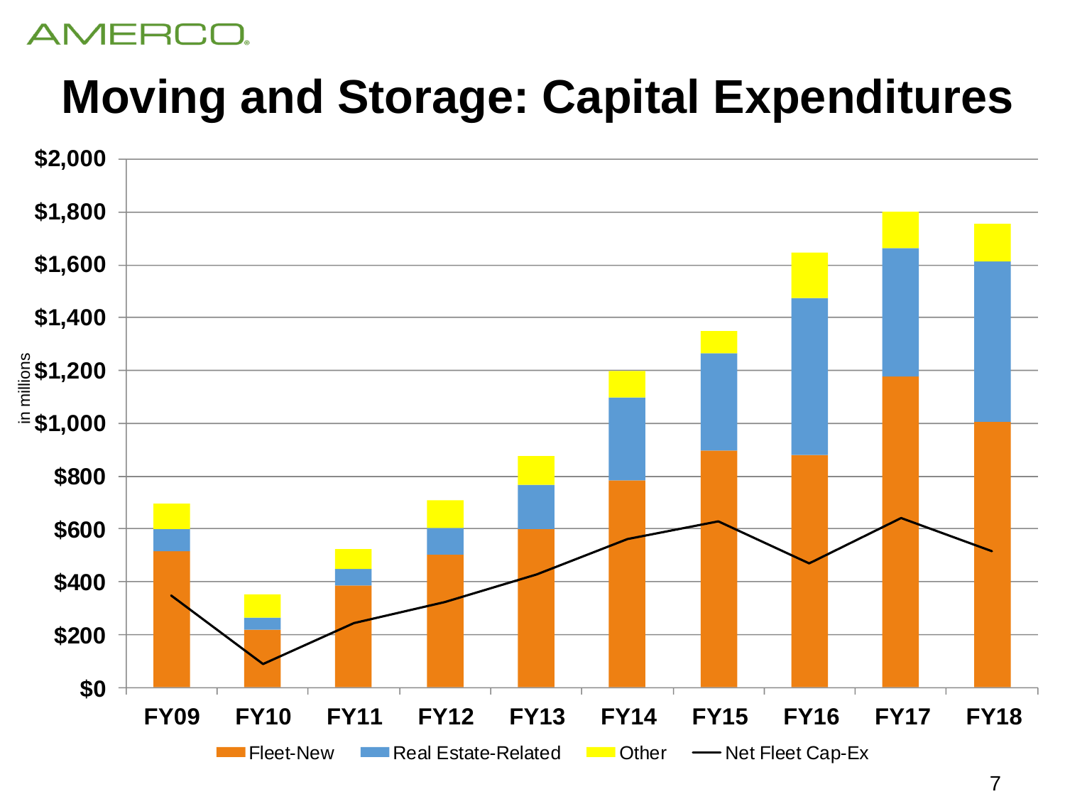# Moving and Storage: Capital Expenditures

in millions

$2,000
$1,800
$1,600
$1,400
$1,200
$1,000
$800
$600
$400
$200
$0

FY09 FY10 FY11 FY12 FY13 FY14 FY15 FY16 FY17 FY18

Fleet-New | Real Estate-Related | Other | Net Fleet Cap-Ex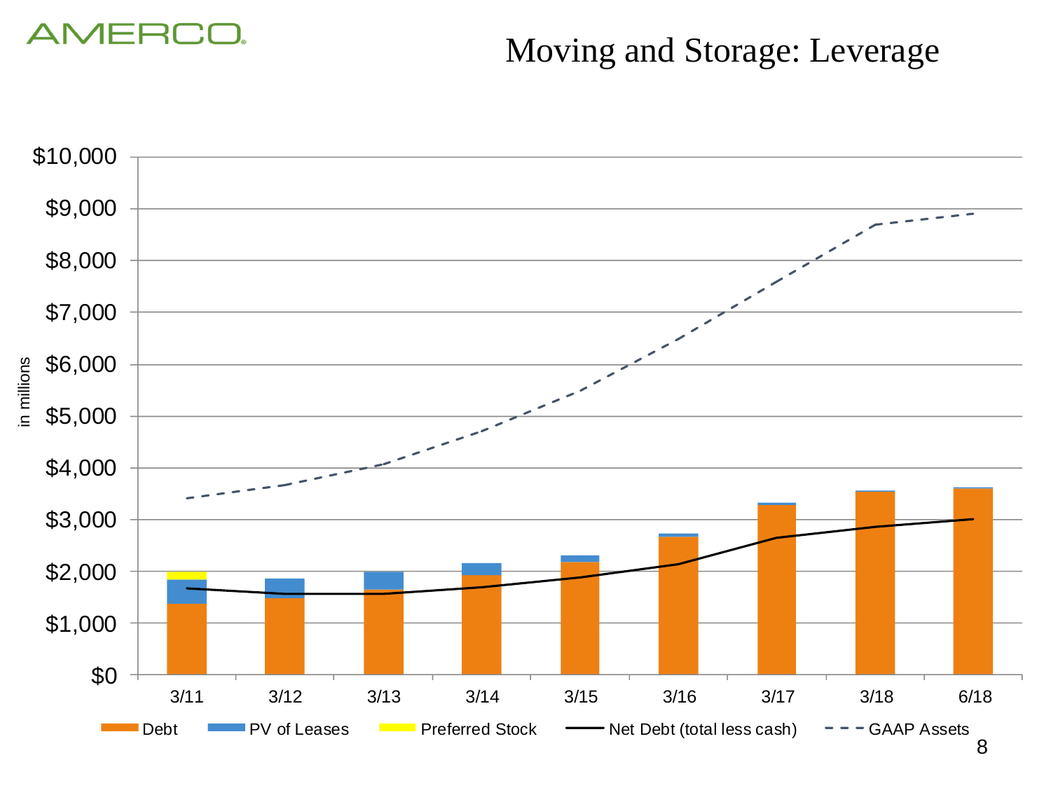AMERCO

# Moving and Storage: Leverage

in millions

$10,000
$9,000
$8,000
$7,000
$6,000
$5,000
$4,000
$3,000
$2,000
$1,000
$0

3/11 3/12 3/13 3/14 3/15 3/16 3/17 3/18 6/18

Debt
PV of Leases
Preferred Stock
Net Debt (total less cash)
GAAP Assets